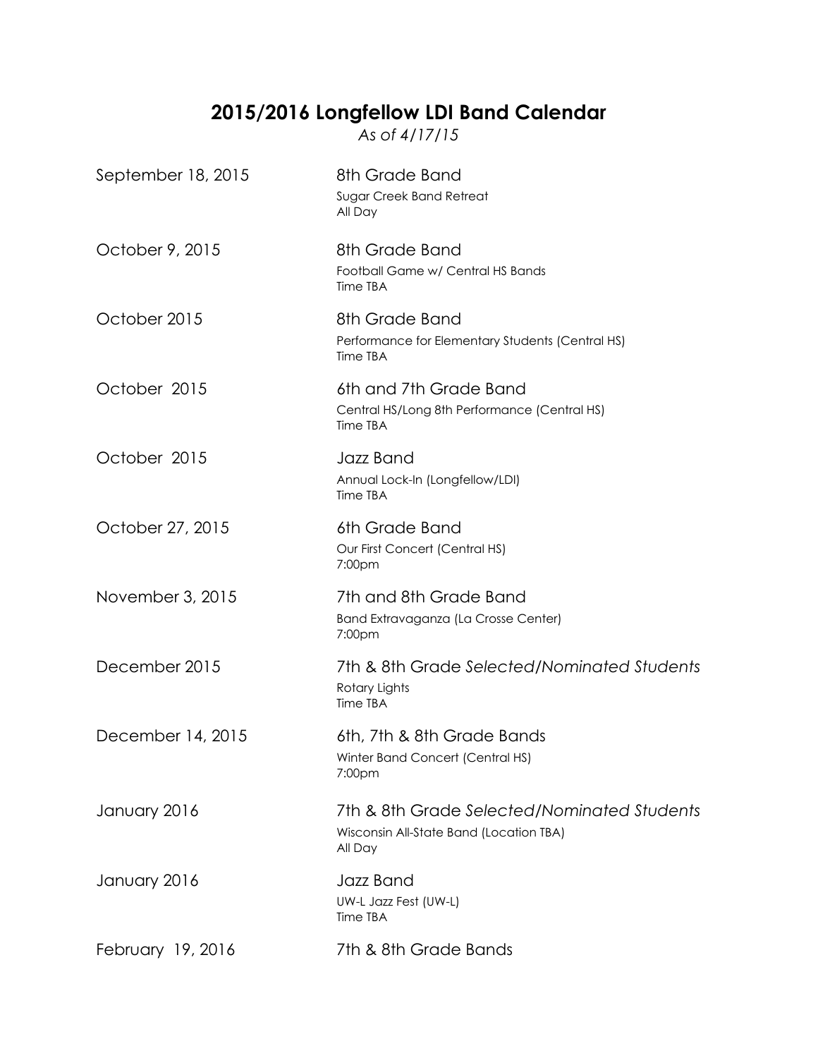# 2015/2016 Longfellow LDI Band Calendar

*As of 4/17/15*

| Date | Event |
|---|---|
| September 18, 2015 | 8th Grade Band<br>Sugar Creek Band Retreat<br>All Day |
| October 9, 2015 | 8th Grade Band<br>Football Game w/ Central HS Bands<br>Time TBA |
| October 2015 | 8th Grade Band<br>Performance for Elementary Students (Central HS)<br>Time TBA |
| October 2015 | 6th and 7th Grade Band<br>Central HS/Long 8th Performance (Central HS)<br>Time TBA |
| October 2015 | Jazz Band<br>Annual Lock-In (Longfellow/LDI)<br>Time TBA |
| October 27, 2015 | 6th Grade Band<br>Our First Concert (Central HS)<br>7:00pm |
| November 3, 2015 | 7th and 8th Grade Band<br>Band Extravaganza (La Crosse Center)<br>7:00pm |
| December 2015 | 7th & 8th Grade *Selected/Nominated Students*<br>Rotary Lights<br>Time TBA |
| December 14, 2015 | 6th, 7th & 8th Grade Bands<br>Winter Band Concert (Central HS)<br>7:00pm |
| January 2016 | 7th & 8th Grade *Selected/Nominated Students*<br>Wisconsin All-State Band (Location TBA)<br>All Day |
| January 2016 | Jazz Band<br>UW-L Jazz Fest (UW-L)<br>Time TBA |
| February 19, 2016 | 7th & 8th Grade Bands |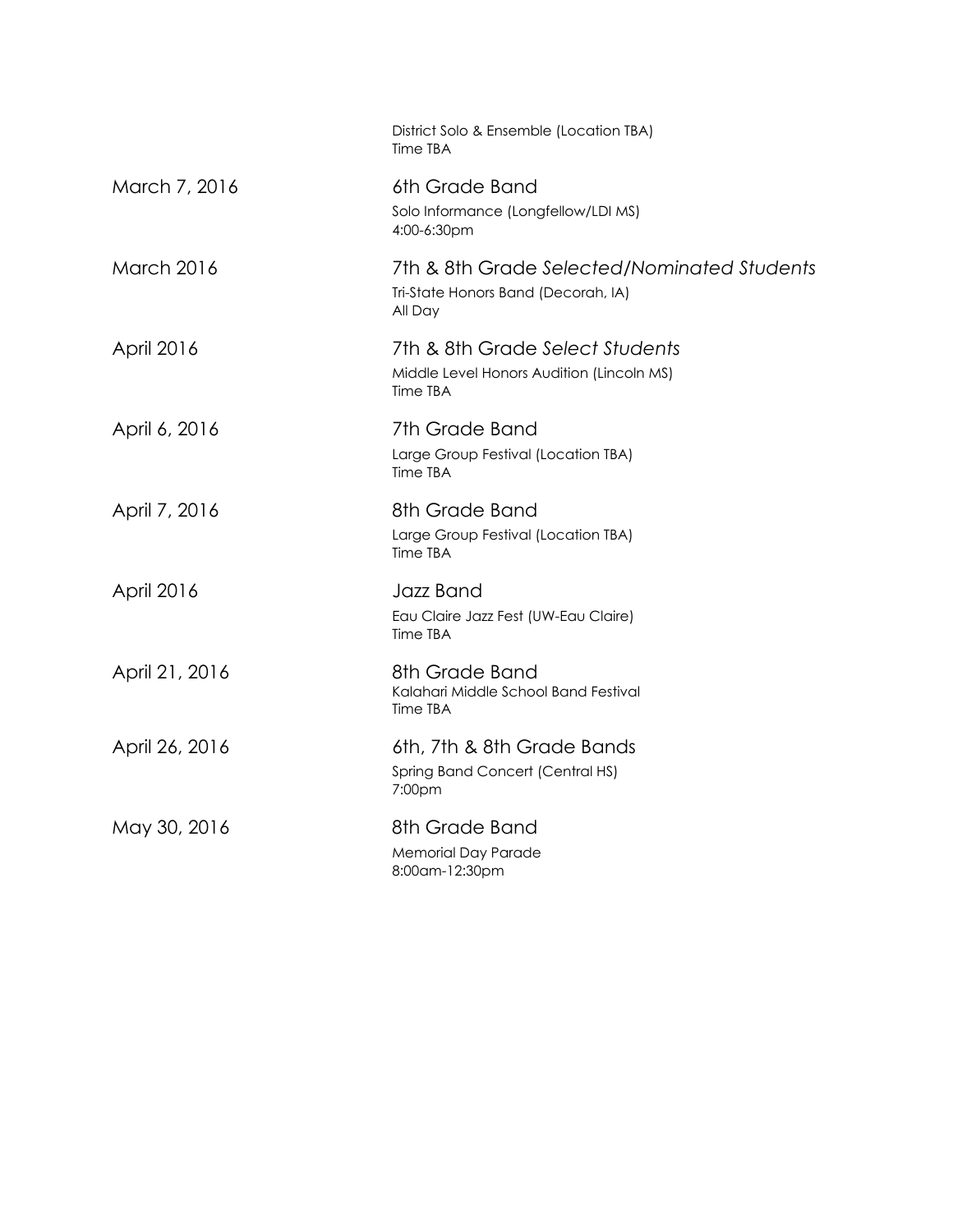| | |
|---|---|
| | District Solo & Ensemble (Location TBA)<br>Time TBA |
| March 7, 2016 | 6th Grade Band<br>Solo Informance (Longfellow/LDI MS)<br>4:00-6:30pm |
| March 2016 | 7th & 8th Grade *Selected/Nominated Students*<br>Tri-State Honors Band (Decorah, IA)<br>All Day |
| April 2016 | 7th & 8th Grade *Select Students*<br>Middle Level Honors Audition (Lincoln MS)<br>Time TBA |
| April 6, 2016 | 7th Grade Band<br>Large Group Festival (Location TBA)<br>Time TBA |
| April 7, 2016 | 8th Grade Band<br>Large Group Festival (Location TBA)<br>Time TBA |
| April 2016 | Jazz Band<br>Eau Claire Jazz Fest (UW-Eau Claire)<br>Time TBA |
| April 21, 2016 | 8th Grade Band<br>Kalahari Middle School Band Festival<br>Time TBA |
| April 26, 2016 | 6th, 7th & 8th Grade Bands<br>Spring Band Concert (Central HS)<br>7:00pm |
| May 30, 2016 | 8th Grade Band<br>Memorial Day Parade<br>8:00am-12:30pm |